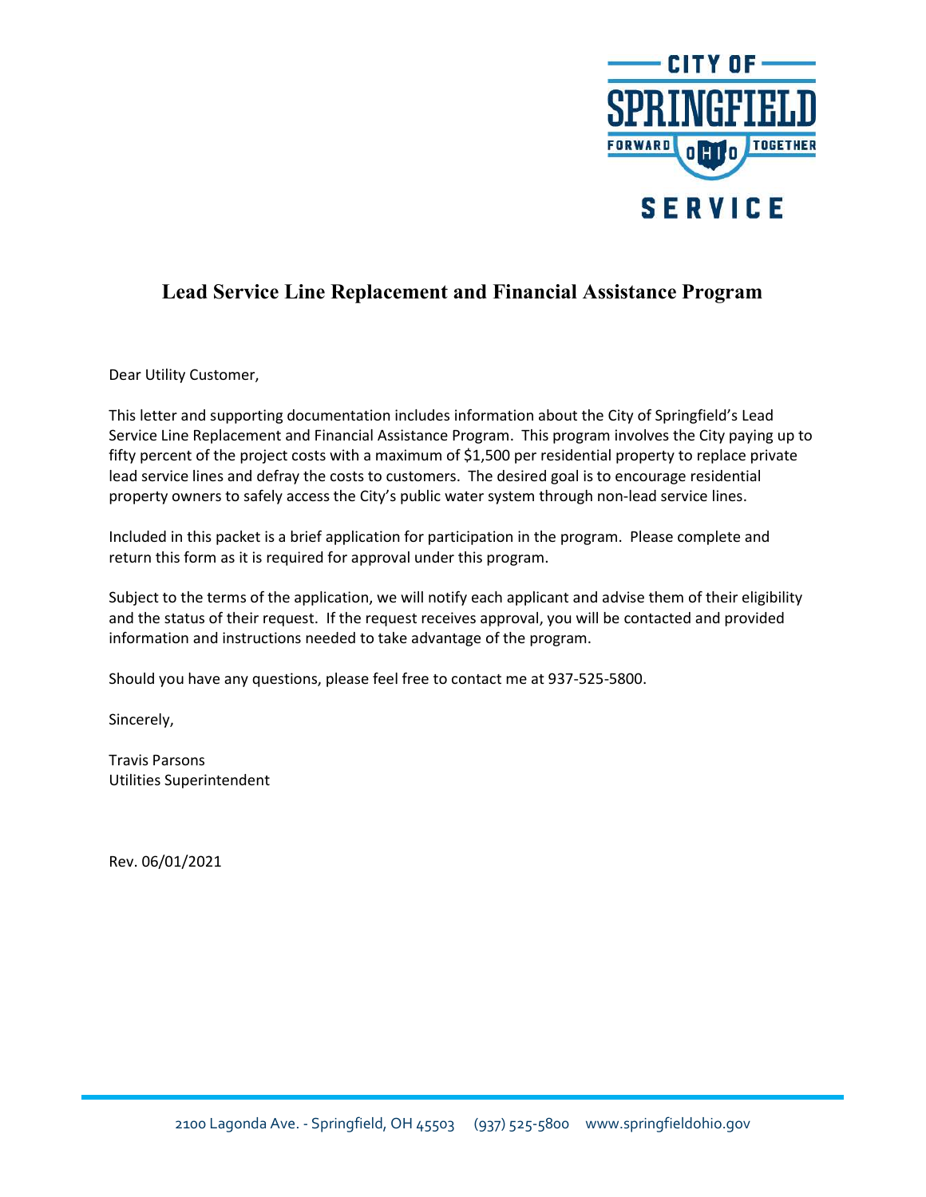# Lead Service Line Replacement and Financial Assistance Program

Dear Utility Customer,

This letter and supporting documentation includes information about the City of Springfield's Lead Service Line Replacement and Financial Assistance Program. This program involves the City paying up to fifty percent of the project costs with a maximum of $1,500 per residential property to replace private lead service lines and defray the costs to customers. The desired goal is to encourage residential property owners to safely access the City's public water system through non-lead service lines.

Included in this packet is a brief application for participation in the program. Please complete and return this form as it is required for approval under this program.

Subject to the terms of the application, we will notify each applicant and advise them of their eligibility and the status of their request. If the request receives approval, you will be contacted and provided information and instructions needed to take advantage of the program.

Should you have any questions, please feel free to contact me at 937-525-5800.

Sincerely,

Travis Parsons
Utilities Superintendent

Rev. 06/01/2021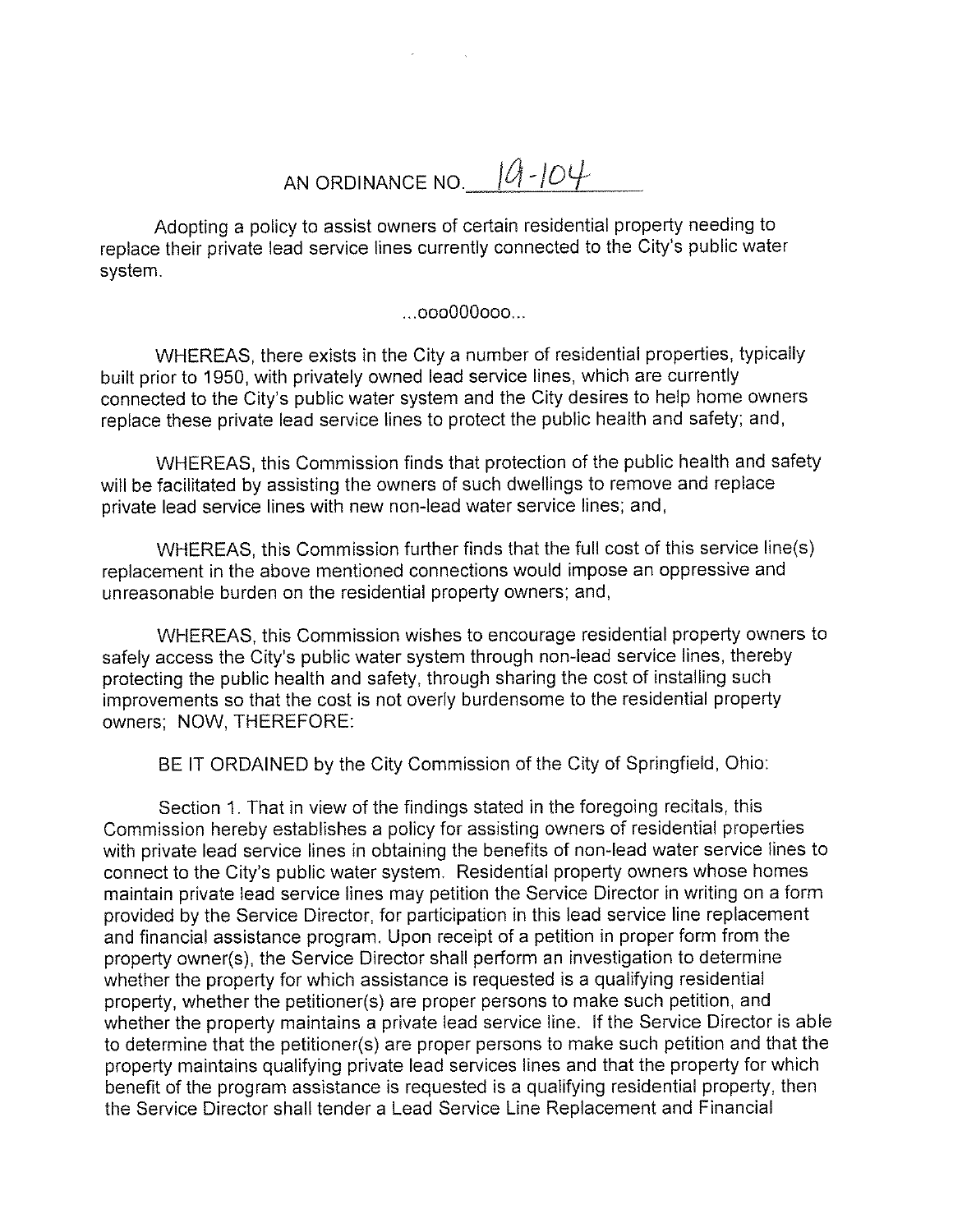AN ORDINANCE NO. 19-104

Adopting a policy to assist owners of certain residential property needing to replace their private lead service lines currently connected to the City's public water system.

...ooo000ooo...

WHEREAS, there exists in the City a number of residential properties, typically built prior to 1950, with privately owned lead service lines, which are currently connected to the City's public water system and the City desires to help home owners replace these private lead service lines to protect the public health and safety; and,

WHEREAS, this Commission finds that protection of the public health and safety will be facilitated by assisting the owners of such dwellings to remove and replace private lead service lines with new non-lead water service lines; and,

WHEREAS, this Commission further finds that the full cost of this service line(s) replacement in the above mentioned connections would impose an oppressive and unreasonable burden on the residential property owners; and,

WHEREAS, this Commission wishes to encourage residential property owners to safely access the City's public water system through non-lead service lines, thereby protecting the public health and safety, through sharing the cost of installing such improvements so that the cost is not overly burdensome to the residential property owners; NOW, THEREFORE:

BE IT ORDAINED by the City Commission of the City of Springfield, Ohio:

Section 1. That in view of the findings stated in the foregoing recitals, this Commission hereby establishes a policy for assisting owners of residential properties with private lead service lines in obtaining the benefits of non-lead water service lines to connect to the City's public water system. Residential property owners whose homes maintain private lead service lines may petition the Service Director in writing on a form provided by the Service Director, for participation in this lead service line replacement and financial assistance program. Upon receipt of a petition in proper form from the property owner(s), the Service Director shall perform an investigation to determine whether the property for which assistance is requested is a qualifying residential property, whether the petitioner(s) are proper persons to make such petition, and whether the property maintains a private lead service line. If the Service Director is able to determine that the petitioner(s) are proper persons to make such petition and that the property maintains qualifying private lead services lines and that the property for which benefit of the program assistance is requested is a qualifying residential property, then the Service Director shall tender a Lead Service Line Replacement and Financial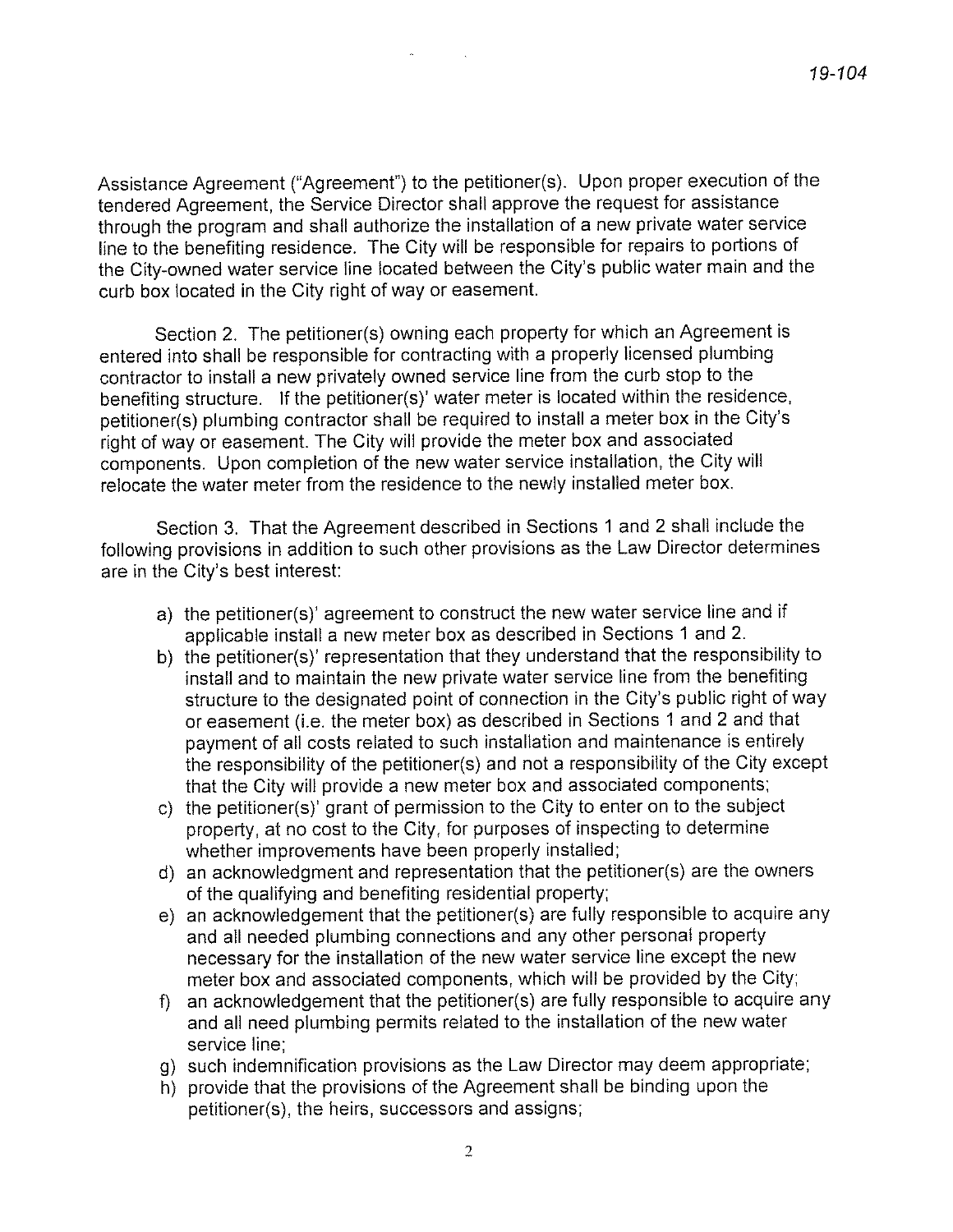Assistance Agreement ("Agreement") to the petitioner(s). Upon proper execution of the tendered Agreement, the Service Director shall approve the request for assistance through the program and shall authorize the installation of a new private water service line to the benefiting residence. The City will be responsible for repairs to portions of the City-owned water service line located between the City's public water main and the curb box located in the City right of way or easement.

Section 2. The petitioner(s) owning each property for which an Agreement is entered into shall be responsible for contracting with a properly licensed plumbing contractor to install a new privately owned service line from the curb stop to the benefiting structure. If the petitioner(s)' water meter is located within the residence, petitioner(s) plumbing contractor shall be required to install a meter box in the City's right of way or easement. The City will provide the meter box and associated components. Upon completion of the new water service installation, the City will relocate the water meter from the residence to the newly installed meter box.

Section 3. That the Agreement described in Sections 1 and 2 shall include the following provisions in addition to such other provisions as the Law Director determines are in the City's best interest:

a) the petitioner(s)' agreement to construct the new water service line and if applicable install a new meter box as described in Sections 1 and 2.
b) the petitioner(s)' representation that they understand that the responsibility to install and to maintain the new private water service line from the benefiting structure to the designated point of connection in the City's public right of way or easement (i.e. the meter box) as described in Sections 1 and 2 and that payment of all costs related to such installation and maintenance is entirely the responsibility of the petitioner(s) and not a responsibility of the City except that the City will provide a new meter box and associated components;
c) the petitioner(s)' grant of permission to the City to enter on to the subject property, at no cost to the City, for purposes of inspecting to determine whether improvements have been properly installed;
d) an acknowledgment and representation that the petitioner(s) are the owners of the qualifying and benefiting residential property;
e) an acknowledgement that the petitioner(s) are fully responsible to acquire any and all needed plumbing connections and any other personal property necessary for the installation of the new water service line except the new meter box and associated components, which will be provided by the City;
f) an acknowledgement that the petitioner(s) are fully responsible to acquire any and all need plumbing permits related to the installation of the new water service line;
g) such indemnification provisions as the Law Director may deem appropriate;
h) provide that the provisions of the Agreement shall be binding upon the petitioner(s), the heirs, successors and assigns;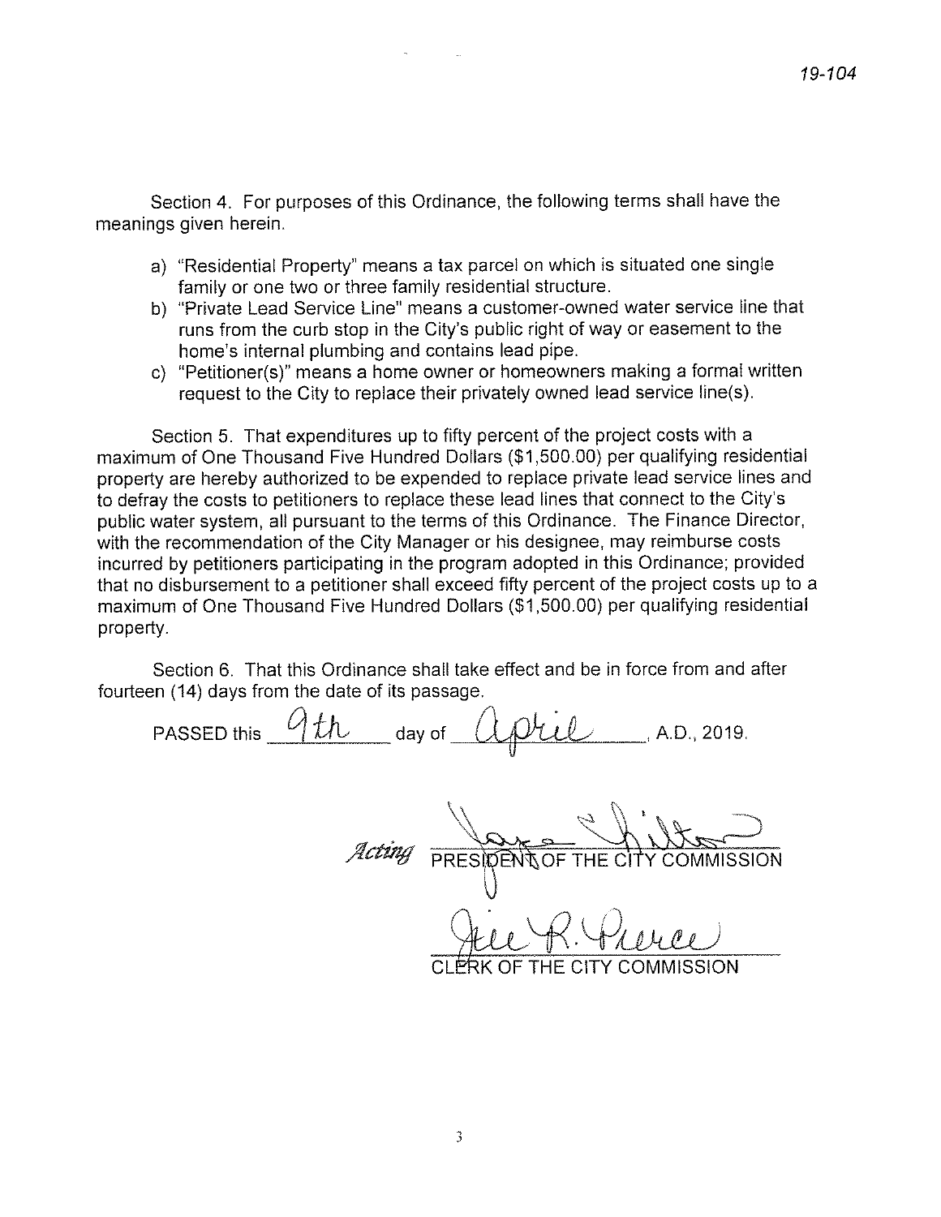Section 4. For purposes of this Ordinance, the following terms shall have the meanings given herein.

a) "Residential Property" means a tax parcel on which is situated one single family or one two or three family residential structure.
b) "Private Lead Service Line" means a customer-owned water service line that runs from the curb stop in the City's public right of way or easement to the home's internal plumbing and contains lead pipe.
c) "Petitioner(s)" means a home owner or homeowners making a formal written request to the City to replace their privately owned lead service line(s).

Section 5. That expenditures up to fifty percent of the project costs with a maximum of One Thousand Five Hundred Dollars ($1,500.00) per qualifying residential property are hereby authorized to be expended to replace private lead service lines and to defray the costs to petitioners to replace these lead lines that connect to the City's public water system, all pursuant to the terms of this Ordinance. The Finance Director, with the recommendation of the City Manager or his designee, may reimburse costs incurred by petitioners participating in the program adopted in this Ordinance; provided that no disbursement to a petitioner shall exceed fifty percent of the project costs up to a maximum of One Thousand Five Hundred Dollars ($1,500.00) per qualifying residential property.

Section 6. That this Ordinance shall take effect and be in force from and after fourteen (14) days from the date of its passage.

PASSED this 9th day of April, A.D., 2019.

*Acting* PRESIDENT OF THE CITY COMMISSION

CLERK OF THE CITY COMMISSION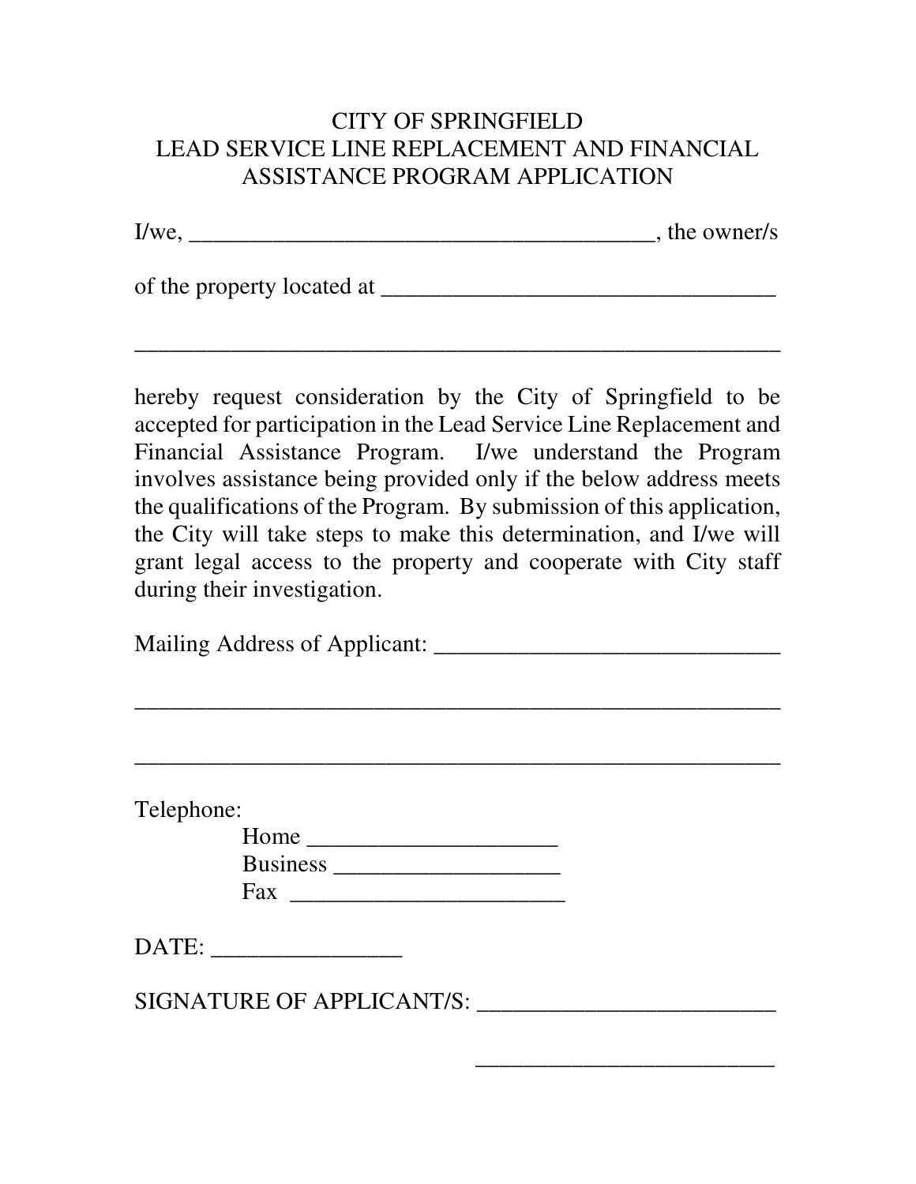# CITY OF SPRINGFIELD
## LEAD SERVICE LINE REPLACEMENT AND FINANCIAL ASSISTANCE PROGRAM APPLICATION

I/we, ________________________________________, the owner/s

of the property located at _________________________________

_______________________________________________________

hereby request consideration by the City of Springfield to be accepted for participation in the Lead Service Line Replacement and Financial Assistance Program. I/we understand the Program involves assistance being provided only if the below address meets the qualifications of the Program. By submission of this application, the City will take steps to make this determination, and I/we will grant legal access to the property and cooperate with City staff during their investigation.

Mailing Address of Applicant: _____________________________

_______________________________________________________

_______________________________________________________

Telephone:

Home _____________________

Business ___________________

Fax _______________________

DATE: ________________

SIGNATURE OF APPLICANT/S: _________________________

_________________________